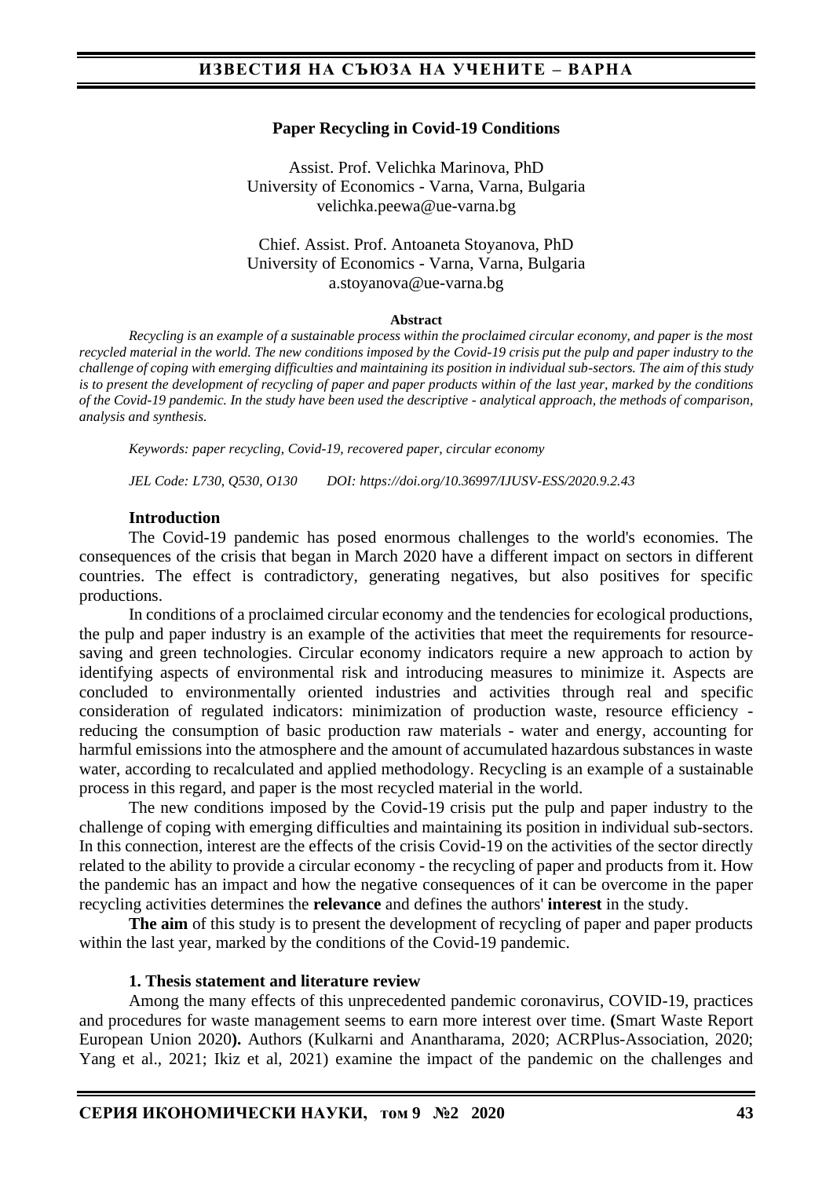**Paper Recycling in Covid-19 Conditions**

Assist. Prof. Velichka Marinova, PhD
University of Economics - Varna, Varna, Bulgaria
velichka.peewa@ue-varna.bg

Chief. Assist. Prof. Antoaneta Stoyanova, PhD
University of Economics - Varna, Varna, Bulgaria
a.stoyanova@ue-varna.bg

**Abstract**

*Recycling is an example of a sustainable process within the proclaimed circular economy, and paper is the most recycled material in the world. The new conditions imposed by the Covid-19 crisis put the pulp and paper industry to the challenge of coping with emerging difficulties and maintaining its position in individual sub-sectors. The aim of this study is to present the development of recycling of paper and paper products within of the last year, marked by the conditions of the Covid-19 pandemic. In the study have been used the descriptive - analytical approach, the methods of comparison, analysis and synthesis.*

*Keywords: paper recycling, Covid-19, recovered paper, circular economy*

*JEL Code: L730, Q530, O130 DOI: https://doi.org/10.36997/IJUSV-ESS/2020.9.2.43*

**Introduction**

The Covid-19 pandemic has posed enormous challenges to the world's economies. The consequences of the crisis that began in March 2020 have a different impact on sectors in different countries. The effect is contradictory, generating negatives, but also positives for specific productions.

In conditions of a proclaimed circular economy and the tendencies for ecological productions, the pulp and paper industry is an example of the activities that meet the requirements for resource-saving and green technologies. Circular economy indicators require a new approach to action by identifying aspects of environmental risk and introducing measures to minimize it. Aspects are concluded to environmentally oriented industries and activities through real and specific consideration of regulated indicators: minimization of production waste, resource efficiency - reducing the consumption of basic production raw materials - water and energy, accounting for harmful emissions into the atmosphere and the amount of accumulated hazardous substances in waste water, according to recalculated and applied methodology. Recycling is an example of a sustainable process in this regard, and paper is the most recycled material in the world.

The new conditions imposed by the Covid-19 crisis put the pulp and paper industry to the challenge of coping with emerging difficulties and maintaining its position in individual sub-sectors. In this connection, interest are the effects of the crisis Covid-19 on the activities of the sector directly related to the ability to provide a circular economy - the recycling of paper and products from it. How the pandemic has an impact and how the negative consequences of it can be overcome in the paper recycling activities determines the **relevance** and defines the authors' **interest** in the study.

**The aim** of this study is to present the development of recycling of paper and paper products within the last year, marked by the conditions of the Covid-19 pandemic.

**1. Thesis statement and literature review**

Among the many effects of this unprecedented pandemic coronavirus, COVID-19, practices and procedures for waste management seems to earn more interest over time. **(**Smart Waste Report European Union 2020**).** Authors (Kulkarni and Anantharama, 2020; ACRPlus-Association, 2020; Yang et al., 2021; Ikiz et al, 2021) examine the impact of the pandemic on the challenges and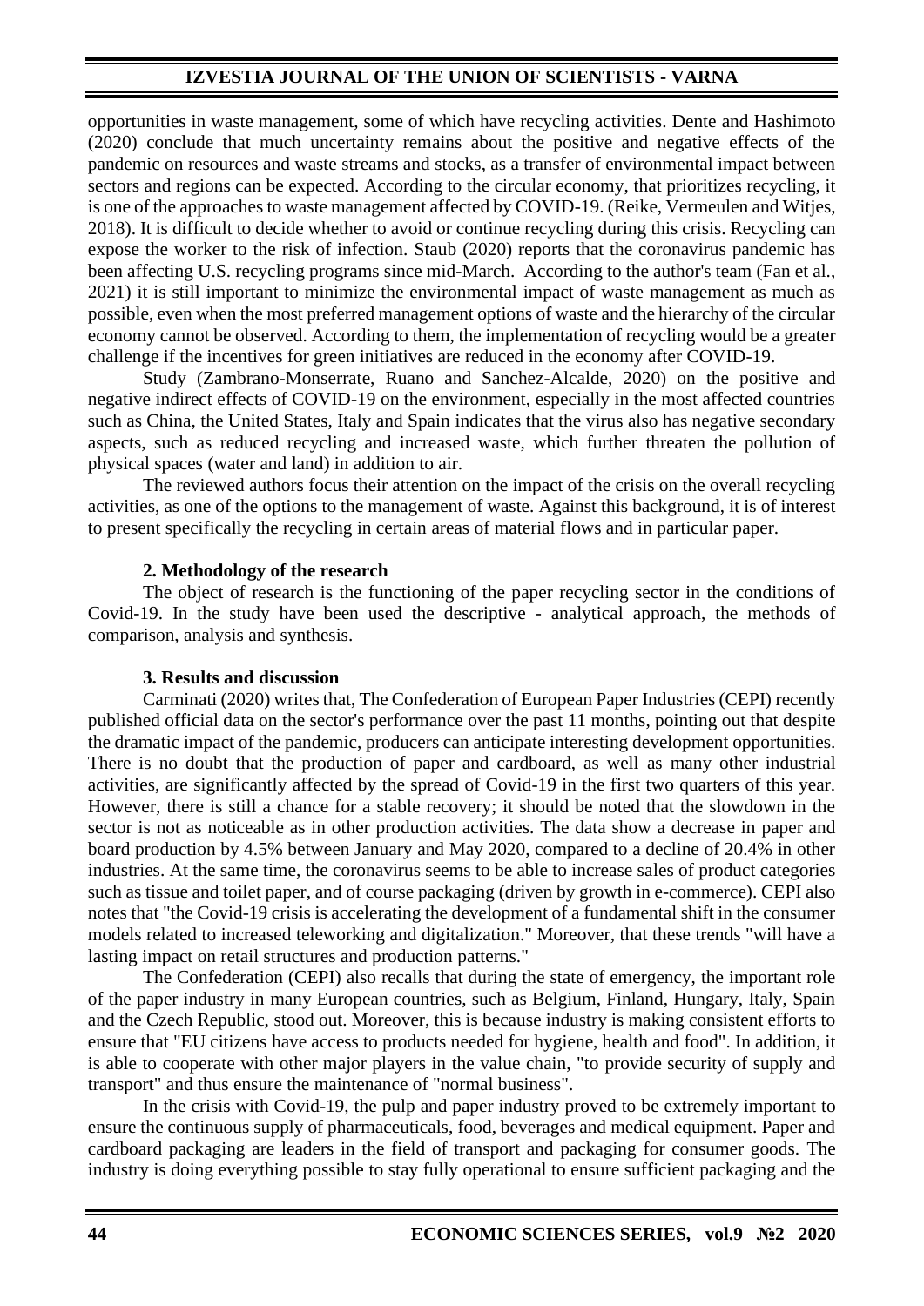opportunities in waste management, some of which have recycling activities. Dente and Hashimoto (2020) conclude that much uncertainty remains about the positive and negative effects of the pandemic on resources and waste streams and stocks, as a transfer of environmental impact between sectors and regions can be expected. According to the circular economy, that prioritizes recycling, it is one of the approaches to waste management affected by COVID-19. (Reike, Vermeulen and Witjes, 2018). It is difficult to decide whether to avoid or continue recycling during this crisis. Recycling can expose the worker to the risk of infection. Staub (2020) reports that the coronavirus pandemic has been affecting U.S. recycling programs since mid-March. According to the author's team (Fan et al., 2021) it is still important to minimize the environmental impact of waste management as much as possible, even when the most preferred management options of waste and the hierarchy of the circular economy cannot be observed. According to them, the implementation of recycling would be a greater challenge if the incentives for green initiatives are reduced in the economy after COVID-19.

Study (Zambrano-Monserrate, Ruano and Sanchez-Alcalde, 2020) on the positive and negative indirect effects of COVID-19 on the environment, especially in the most affected countries such as China, the United States, Italy and Spain indicates that the virus also has negative secondary aspects, such as reduced recycling and increased waste, which further threaten the pollution of physical spaces (water and land) in addition to air.

The reviewed authors focus their attention on the impact of the crisis on the overall recycling activities, as one of the options to the management of waste. Against this background, it is of interest to present specifically the recycling in certain areas of material flows and in particular paper.

## 2. Methodology of the research

The object of research is the functioning of the paper recycling sector in the conditions of Covid-19. In the study have been used the descriptive - analytical approach, the methods of comparison, analysis and synthesis.

## 3. Results and discussion

Carminati (2020) writes that, The Confederation of European Paper Industries (CEPI) recently published official data on the sector's performance over the past 11 months, pointing out that despite the dramatic impact of the pandemic, producers can anticipate interesting development opportunities. There is no doubt that the production of paper and cardboard, as well as many other industrial activities, are significantly affected by the spread of Covid-19 in the first two quarters of this year. However, there is still a chance for a stable recovery; it should be noted that the slowdown in the sector is not as noticeable as in other production activities. The data show a decrease in paper and board production by 4.5% between January and May 2020, compared to a decline of 20.4% in other industries. At the same time, the coronavirus seems to be able to increase sales of product categories such as tissue and toilet paper, and of course packaging (driven by growth in e-commerce). CEPI also notes that "the Covid-19 crisis is accelerating the development of a fundamental shift in the consumer models related to increased teleworking and digitalization." Moreover, that these trends "will have a lasting impact on retail structures and production patterns."

The Confederation (CEPI) also recalls that during the state of emergency, the important role of the paper industry in many European countries, such as Belgium, Finland, Hungary, Italy, Spain and the Czech Republic, stood out. Moreover, this is because industry is making consistent efforts to ensure that "EU citizens have access to products needed for hygiene, health and food". In addition, it is able to cooperate with other major players in the value chain, "to provide security of supply and transport" and thus ensure the maintenance of "normal business".

In the crisis with Covid-19, the pulp and paper industry proved to be extremely important to ensure the continuous supply of pharmaceuticals, food, beverages and medical equipment. Paper and cardboard packaging are leaders in the field of transport and packaging for consumer goods. The industry is doing everything possible to stay fully operational to ensure sufficient packaging and the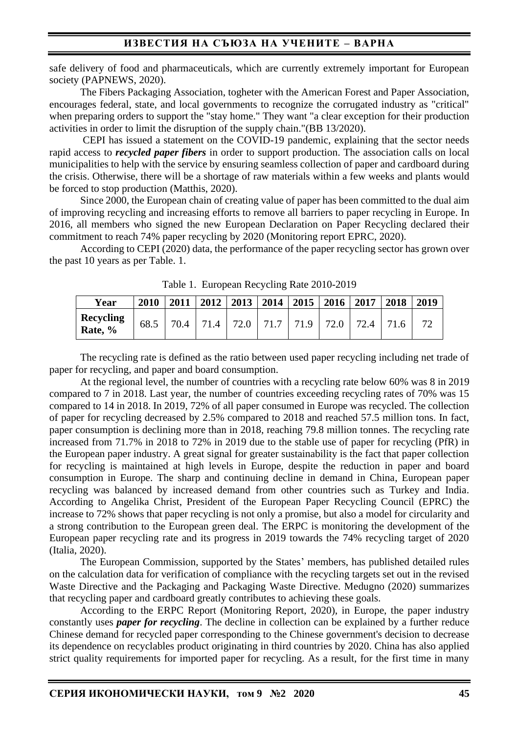safe delivery of food and pharmaceuticals, which are currently extremely important for European society (PAPNEWS, 2020).

The Fibers Packaging Association, togheter with the American Forest and Paper Association, encourages federal, state, and local governments to recognize the corrugated industry as "critical" when preparing orders to support the "stay home." They want "a clear exception for their production activities in order to limit the disruption of the supply chain."(BB 13/2020).

CEPI has issued a statement on the COVID-19 pandemic, explaining that the sector needs rapid access to ***recycled paper fibers*** in order to support production. The association calls on local municipalities to help with the service by ensuring seamless collection of paper and cardboard during the crisis. Otherwise, there will be a shortage of raw materials within a few weeks and plants would be forced to stop production (Matthis, 2020).

Since 2000, the European chain of creating value of paper has been committed to the dual aim of improving recycling and increasing efforts to remove all barriers to paper recycling in Europe. In 2016, all members who signed the new European Declaration on Paper Recycling declared their commitment to reach 74% paper recycling by 2020 (Monitoring report EPRC, 2020).

According to CEPI (2020) data, the performance of the paper recycling sector has grown over the past 10 years as per Table. 1.

Table 1. European Recycling Rate 2010-2019

| Year | 2010 | 2011 | 2012 | 2013 | 2014 | 2015 | 2016 | 2017 | 2018 | 2019 |
|---|---|---|---|---|---|---|---|---|---|---|
| **Recycling Rate, %** | 68.5 | 70.4 | 71.4 | 72.0 | 71.7 | 71.9 | 72.0 | 72.4 | 71.6 | 72 |

The recycling rate is defined as the ratio between used paper recycling including net trade of paper for recycling, and paper and board consumption.

At the regional level, the number of countries with a recycling rate below 60% was 8 in 2019 compared to 7 in 2018. Last year, the number of countries exceeding recycling rates of 70% was 15 compared to 14 in 2018. In 2019, 72% of all paper consumed in Europe was recycled. The collection of paper for recycling decreased by 2.5% compared to 2018 and reached 57.5 million tons. In fact, paper consumption is declining more than in 2018, reaching 79.8 million tonnes. The recycling rate increased from 71.7% in 2018 to 72% in 2019 due to the stable use of paper for recycling (PfR) in the European paper industry. A great signal for greater sustainability is the fact that paper collection for recycling is maintained at high levels in Europe, despite the reduction in paper and board consumption in Europe. The sharp and continuing decline in demand in China, European paper recycling was balanced by increased demand from other countries such as Turkey and India. According to Angelika Christ, President of the European Paper Recycling Council (EPRC) the increase to 72% shows that paper recycling is not only a promise, but also a model for circularity and a strong contribution to the European green deal. The ERPC is monitoring the development of the European paper recycling rate and its progress in 2019 towards the 74% recycling target of 2020 (Italia, 2020).

The European Commission, supported by the States' members, has published detailed rules on the calculation data for verification of compliance with the recycling targets set out in the revised Waste Directive and the Packaging and Packaging Waste Directive. Medugno (2020) summarizes that recycling paper and cardboard greatly contributes to achieving these goals.

According to the ERPC Report (Monitoring Report, 2020), in Europe, the paper industry constantly uses ***paper for recycling***. The decline in collection can be explained by a further reduce Chinese demand for recycled paper corresponding to the Chinese government's decision to decrease its dependence on recyclables product originating in third countries by 2020. China has also applied strict quality requirements for imported paper for recycling. As a result, for the first time in many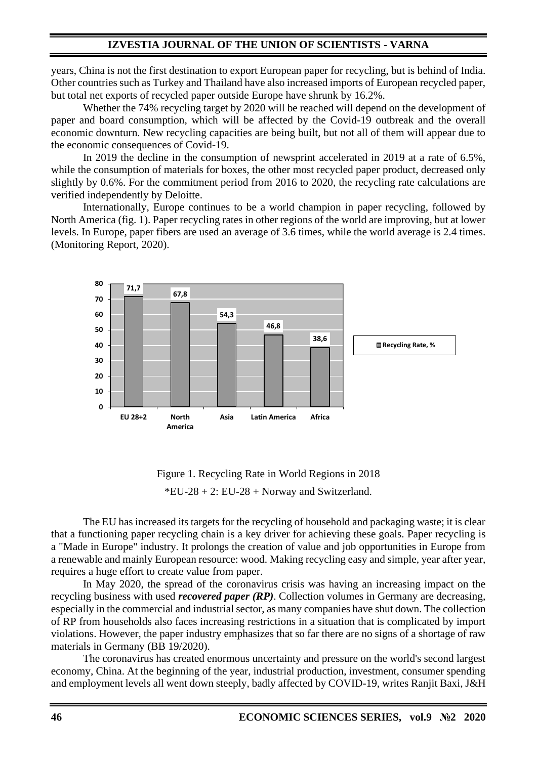years, China is not the first destination to export European paper for recycling, but is behind of India. Other countries such as Turkey and Thailand have also increased imports of European recycled paper, but total net exports of recycled paper outside Europe have shrunk by 16.2%.

Whether the 74% recycling target by 2020 will be reached will depend on the development of paper and board consumption, which will be affected by the Covid-19 outbreak and the overall economic downturn. New recycling capacities are being built, but not all of them will appear due to the economic consequences of Covid-19.

In 2019 the decline in the consumption of newsprint accelerated in 2019 at a rate of 6.5%, while the consumption of materials for boxes, the other most recycled paper product, decreased only slightly by 0.6%. For the commitment period from 2016 to 2020, the recycling rate calculations are verified independently by Deloitte.

Internationally, Europe continues to be a world champion in paper recycling, followed by North America (fig. 1). Paper recycling rates in other regions of the world are improving, but at lower levels. In Europe, paper fibers are used an average of 3.6 times, while the world average is 2.4 times. (Monitoring Report, 2020).

| Region | Recycling Rate, % |
| --- | --- |
| EU 28+2 | 71,7 |
| North America | 67,8 |
| Asia | 54,3 |
| Latin America | 46,8 |
| Africa | 38,6 |

Figure 1. Recycling Rate in World Regions in 2018

*EU-28 + 2: EU-28 + Norway and Switzerland.

The EU has increased its targets for the recycling of household and packaging waste; it is clear that a functioning paper recycling chain is a key driver for achieving these goals. Paper recycling is a "Made in Europe" industry. It prolongs the creation of value and job opportunities in Europe from a renewable and mainly European resource: wood. Making recycling easy and simple, year after year, requires a huge effort to create value from paper.

In May 2020, the spread of the coronavirus crisis was having an increasing impact on the recycling business with used ***recovered paper (RP)***. Collection volumes in Germany are decreasing, especially in the commercial and industrial sector, as many companies have shut down. The collection of RP from households also faces increasing restrictions in a situation that is complicated by import violations. However, the paper industry emphasizes that so far there are no signs of a shortage of raw materials in Germany (BB 19/2020).

The coronavirus has created enormous uncertainty and pressure on the world's second largest economy, China. At the beginning of the year, industrial production, investment, consumer spending and employment levels all went down steeply, badly affected by COVID-19, writes Ranjit Baxi, J&H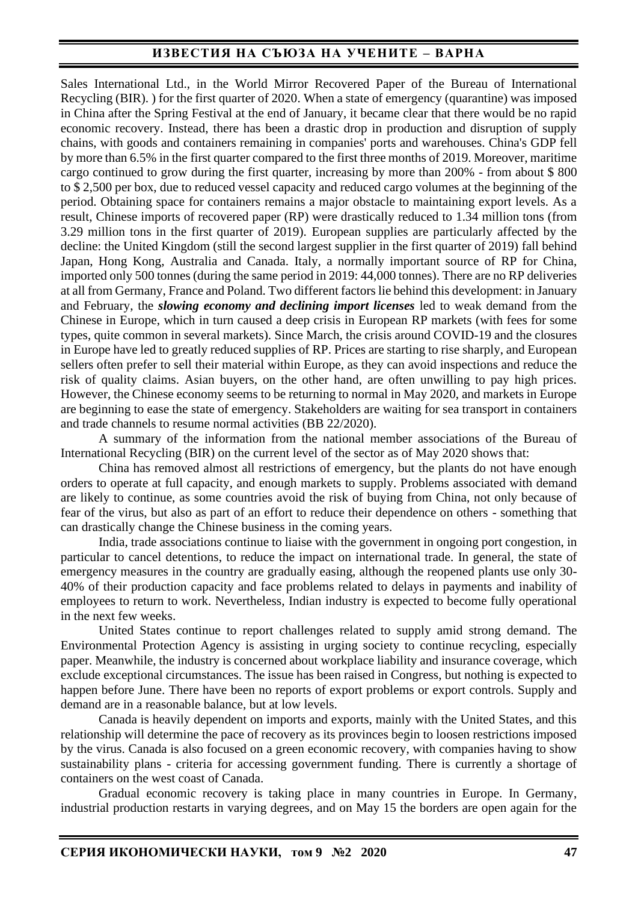Sales International Ltd., in the World Mirror Recovered Paper of the Bureau of International Recycling (BIR). ) for the first quarter of 2020. When a state of emergency (quarantine) was imposed in China after the Spring Festival at the end of January, it became clear that there would be no rapid economic recovery. Instead, there has been a drastic drop in production and disruption of supply chains, with goods and containers remaining in companies' ports and warehouses. China's GDP fell by more than 6.5% in the first quarter compared to the first three months of 2019. Moreover, maritime cargo continued to grow during the first quarter, increasing by more than 200% - from about $ 800 to $ 2,500 per box, due to reduced vessel capacity and reduced cargo volumes at the beginning of the period. Obtaining space for containers remains a major obstacle to maintaining export levels. As a result, Chinese imports of recovered paper (RP) were drastically reduced to 1.34 million tons (from 3.29 million tons in the first quarter of 2019). European supplies are particularly affected by the decline: the United Kingdom (still the second largest supplier in the first quarter of 2019) fall behind Japan, Hong Kong, Australia and Canada. Italy, a normally important source of RP for China, imported only 500 tonnes (during the same period in 2019: 44,000 tonnes). There are no RP deliveries at all from Germany, France and Poland. Two different factors lie behind this development: in January and February, the ***slowing economy and declining import licenses*** led to weak demand from the Chinese in Europe, which in turn caused a deep crisis in European RP markets (with fees for some types, quite common in several markets). Since March, the crisis around COVID-19 and the closures in Europe have led to greatly reduced supplies of RP. Prices are starting to rise sharply, and European sellers often prefer to sell their material within Europe, as they can avoid inspections and reduce the risk of quality claims. Asian buyers, on the other hand, are often unwilling to pay high prices. However, the Chinese economy seems to be returning to normal in May 2020, and markets in Europe are beginning to ease the state of emergency. Stakeholders are waiting for sea transport in containers and trade channels to resume normal activities (BB 22/2020).

A summary of the information from the national member associations of the Bureau of International Recycling (BIR) on the current level of the sector as of May 2020 shows that:

China has removed almost all restrictions of emergency, but the plants do not have enough orders to operate at full capacity, and enough markets to supply. Problems associated with demand are likely to continue, as some countries avoid the risk of buying from China, not only because of fear of the virus, but also as part of an effort to reduce their dependence on others - something that can drastically change the Chinese business in the coming years.

India, trade associations continue to liaise with the government in ongoing port congestion, in particular to cancel detentions, to reduce the impact on international trade. In general, the state of emergency measures in the country are gradually easing, although the reopened plants use only 30-40% of their production capacity and face problems related to delays in payments and inability of employees to return to work. Nevertheless, Indian industry is expected to become fully operational in the next few weeks.

United States continue to report challenges related to supply amid strong demand. The Environmental Protection Agency is assisting in urging society to continue recycling, especially paper. Meanwhile, the industry is concerned about workplace liability and insurance coverage, which exclude exceptional circumstances. The issue has been raised in Congress, but nothing is expected to happen before June. There have been no reports of export problems or export controls. Supply and demand are in a reasonable balance, but at low levels.

Canada is heavily dependent on imports and exports, mainly with the United States, and this relationship will determine the pace of recovery as its provinces begin to loosen restrictions imposed by the virus. Canada is also focused on a green economic recovery, with companies having to show sustainability plans - criteria for accessing government funding. There is currently a shortage of containers on the west coast of Canada.

Gradual economic recovery is taking place in many countries in Europe. In Germany, industrial production restarts in varying degrees, and on May 15 the borders are open again for the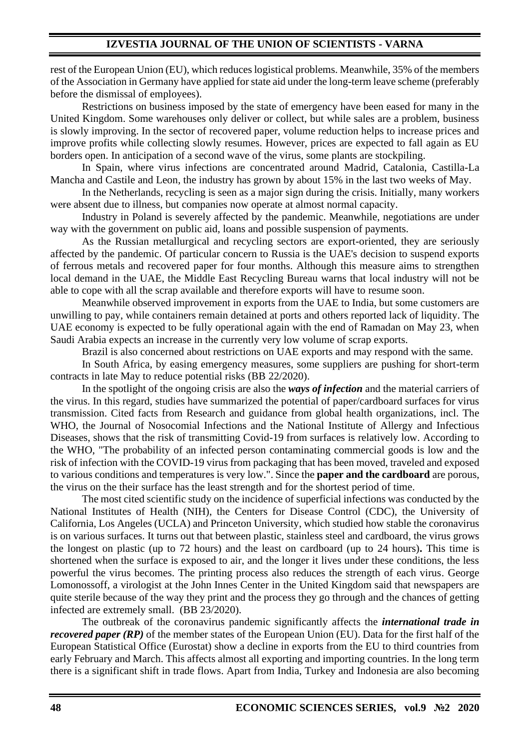rest of the European Union (EU), which reduces logistical problems. Meanwhile, 35% of the members of the Association in Germany have applied for state aid under the long-term leave scheme (preferably before the dismissal of employees).

Restrictions on business imposed by the state of emergency have been eased for many in the United Kingdom. Some warehouses only deliver or collect, but while sales are a problem, business is slowly improving. In the sector of recovered paper, volume reduction helps to increase prices and improve profits while collecting slowly resumes. However, prices are expected to fall again as EU borders open. In anticipation of a second wave of the virus, some plants are stockpiling.

In Spain, where virus infections are concentrated around Madrid, Catalonia, Castilla-La Mancha and Castile and Leon, the industry has grown by about 15% in the last two weeks of May.

In the Netherlands, recycling is seen as a major sign during the crisis. Initially, many workers were absent due to illness, but companies now operate at almost normal capacity.

Industry in Poland is severely affected by the pandemic. Meanwhile, negotiations are under way with the government on public aid, loans and possible suspension of payments.

As the Russian metallurgical and recycling sectors are export-oriented, they are seriously affected by the pandemic. Of particular concern to Russia is the UAE's decision to suspend exports of ferrous metals and recovered paper for four months. Although this measure aims to strengthen local demand in the UAE, the Middle East Recycling Bureau warns that local industry will not be able to cope with all the scrap available and therefore exports will have to resume soon.

Meanwhile observed improvement in exports from the UAE to India, but some customers are unwilling to pay, while containers remain detained at ports and others reported lack of liquidity. The UAE economy is expected to be fully operational again with the end of Ramadan on May 23, when Saudi Arabia expects an increase in the currently very low volume of scrap exports.

Brazil is also concerned about restrictions on UAE exports and may respond with the same.

In South Africa, by easing emergency measures, some suppliers are pushing for short-term contracts in late May to reduce potential risks (BB 22/2020).

In the spotlight of the ongoing crisis are also the ***ways of infection*** and the material carriers of the virus. In this regard, studies have summarized the potential of paper/cardboard surfaces for virus transmission. Cited facts from Research and guidance from global health organizations, incl. The WHO, the Journal of Nosocomial Infections and the National Institute of Allergy and Infectious Diseases, shows that the risk of transmitting Covid-19 from surfaces is relatively low. According to the WHO, "The probability of an infected person contaminating commercial goods is low and the risk of infection with the COVID-19 virus from packaging that has been moved, traveled and exposed to various conditions and temperatures is very low.". Since the **paper and the cardboard** are porous, the virus on the their surface has the least strength and for the shortest period of time.

The most cited scientific study on the incidence of superficial infections was conducted by the National Institutes of Health (NIH), the Centers for Disease Control (CDC), the University of California, Los Angeles (UCLA) and Princeton University, which studied how stable the coronavirus is on various surfaces. It turns out that between plastic, stainless steel and cardboard, the virus grows the longest on plastic (up to 72 hours) and the least on cardboard (up to 24 hours)**.** This time is shortened when the surface is exposed to air, and the longer it lives under these conditions, the less powerful the virus becomes. The printing process also reduces the strength of each virus. George Lomonossoff, a virologist at the John Innes Center in the United Kingdom said that newspapers are quite sterile because of the way they print and the process they go through and the chances of getting infected are extremely small. (BB 23/2020).

The outbreak of the coronavirus pandemic significantly affects the ***international trade in recovered paper (RP)*** of the member states of the European Union (EU). Data for the first half of the European Statistical Office (Eurostat) show a decline in exports from the EU to third countries from early February and March. This affects almost all exporting and importing countries. In the long term there is a significant shift in trade flows. Apart from India, Turkey and Indonesia are also becoming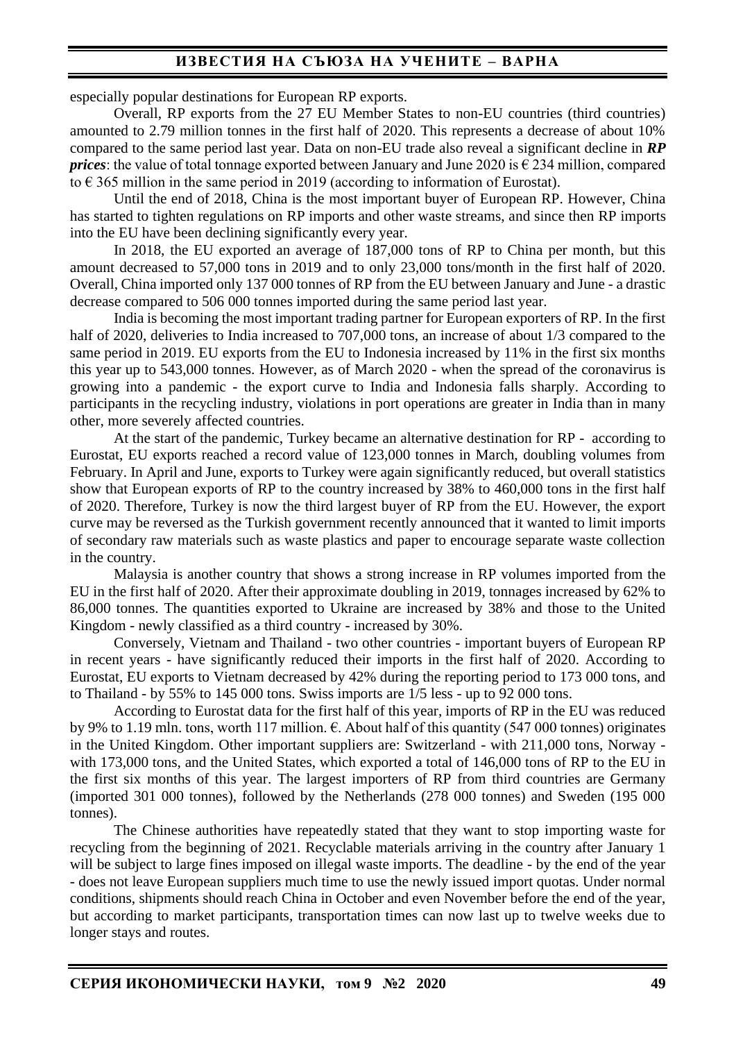especially popular destinations for European RP exports.

Overall, RP exports from the 27 EU Member States to non-EU countries (third countries) amounted to 2.79 million tonnes in the first half of 2020. This represents a decrease of about 10% compared to the same period last year. Data on non-EU trade also reveal a significant decline in ***RP prices***: the value of total tonnage exported between January and June 2020 is € 234 million, compared to € 365 million in the same period in 2019 (according to information of Eurostat).

Until the end of 2018, China is the most important buyer of European RP. However, China has started to tighten regulations on RP imports and other waste streams, and since then RP imports into the EU have been declining significantly every year.

In 2018, the EU exported an average of 187,000 tons of RP to China per month, but this amount decreased to 57,000 tons in 2019 and to only 23,000 tons/month in the first half of 2020. Overall, China imported only 137 000 tonnes of RP from the EU between January and June - a drastic decrease compared to 506 000 tonnes imported during the same period last year.

India is becoming the most important trading partner for European exporters of RP. In the first half of 2020, deliveries to India increased to 707,000 tons, an increase of about 1/3 compared to the same period in 2019. EU exports from the EU to Indonesia increased by 11% in the first six months this year up to 543,000 tonnes. However, as of March 2020 - when the spread of the coronavirus is growing into a pandemic - the export curve to India and Indonesia falls sharply. According to participants in the recycling industry, violations in port operations are greater in India than in many other, more severely affected countries.

At the start of the pandemic, Turkey became an alternative destination for RP - according to Eurostat, EU exports reached a record value of 123,000 tonnes in March, doubling volumes from February. In April and June, exports to Turkey were again significantly reduced, but overall statistics show that European exports of RP to the country increased by 38% to 460,000 tons in the first half of 2020. Therefore, Turkey is now the third largest buyer of RP from the EU. However, the export curve may be reversed as the Turkish government recently announced that it wanted to limit imports of secondary raw materials such as waste plastics and paper to encourage separate waste collection in the country.

Malaysia is another country that shows a strong increase in RP volumes imported from the EU in the first half of 2020. After their approximate doubling in 2019, tonnages increased by 62% to 86,000 tonnes. The quantities exported to Ukraine are increased by 38% and those to the United Kingdom - newly classified as a third country - increased by 30%.

Conversely, Vietnam and Thailand - two other countries - important buyers of European RP in recent years - have significantly reduced their imports in the first half of 2020. According to Eurostat, EU exports to Vietnam decreased by 42% during the reporting period to 173 000 tons, and to Thailand - by 55% to 145 000 tons. Swiss imports are 1/5 less - up to 92 000 tons.

According to Eurostat data for the first half of this year, imports of RP in the EU was reduced by 9% to 1.19 mln. tons, worth 117 million. €. About half of this quantity (547 000 tonnes) originates in the United Kingdom. Other important suppliers are: Switzerland - with 211,000 tons, Norway - with 173,000 tons, and the United States, which exported a total of 146,000 tons of RP to the EU in the first six months of this year. The largest importers of RP from third countries are Germany (imported 301 000 tonnes), followed by the Netherlands (278 000 tonnes) and Sweden (195 000 tonnes).

The Chinese authorities have repeatedly stated that they want to stop importing waste for recycling from the beginning of 2021. Recyclable materials arriving in the country after January 1 will be subject to large fines imposed on illegal waste imports. The deadline - by the end of the year - does not leave European suppliers much time to use the newly issued import quotas. Under normal conditions, shipments should reach China in October and even November before the end of the year, but according to market participants, transportation times can now last up to twelve weeks due to longer stays and routes.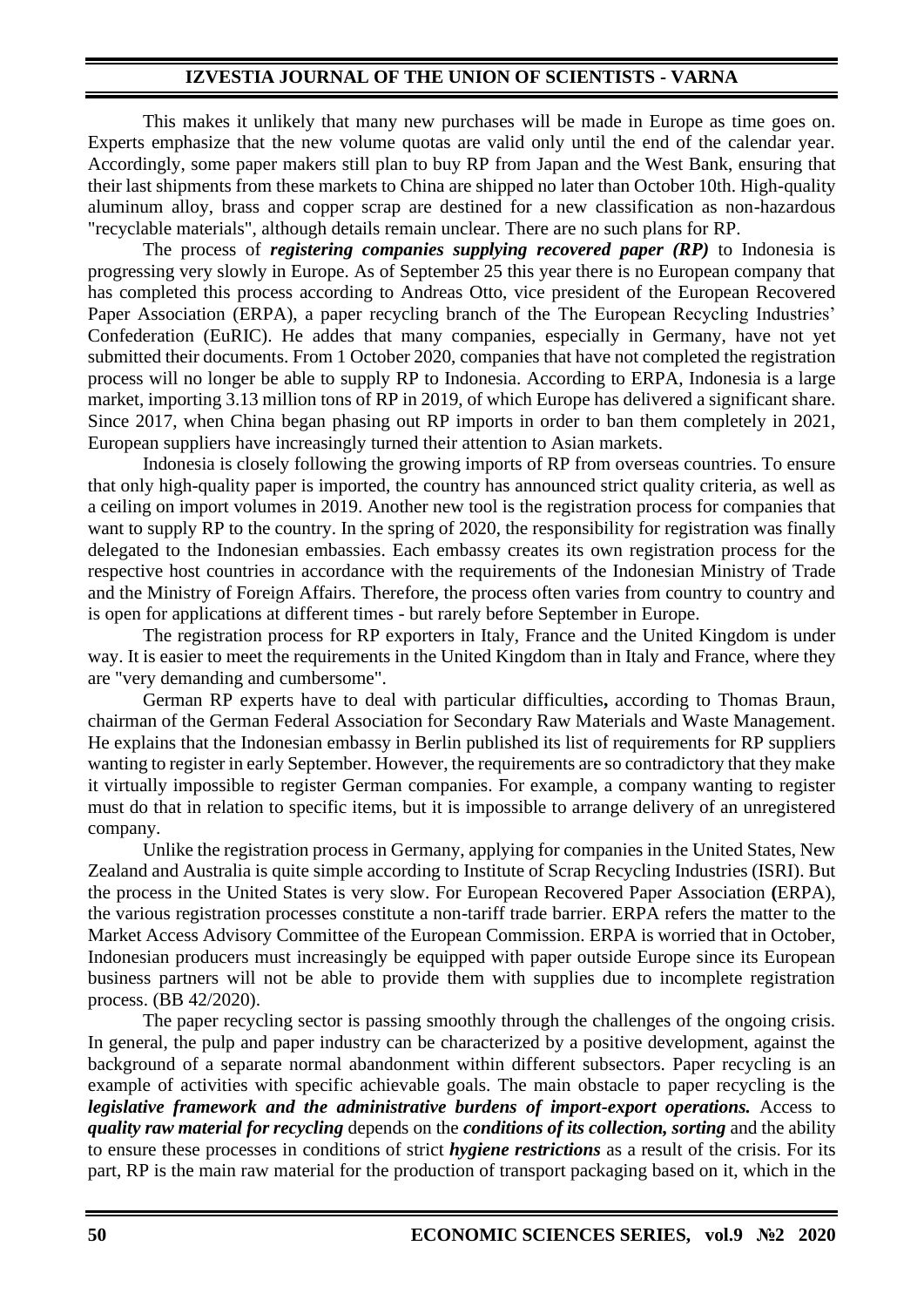This makes it unlikely that many new purchases will be made in Europe as time goes on. Experts emphasize that the new volume quotas are valid only until the end of the calendar year. Accordingly, some paper makers still plan to buy RP from Japan and the West Bank, ensuring that their last shipments from these markets to China are shipped no later than October 10th. High-quality aluminum alloy, brass and copper scrap are destined for a new classification as non-hazardous "recyclable materials", although details remain unclear. There are no such plans for RP.

The process of ***registering companies supplying recovered paper (RP)*** to Indonesia is progressing very slowly in Europe. As of September 25 this year there is no European company that has completed this process according to Andreas Otto, vice president of the European Recovered Paper Association (ERPA), a paper recycling branch of the The European Recycling Industries' Confederation (EuRIC). He addes that many companies, especially in Germany, have not yet submitted their documents. From 1 October 2020, companies that have not completed the registration process will no longer be able to supply RP to Indonesia. According to ERPA, Indonesia is a large market, importing 3.13 million tons of RP in 2019, of which Europe has delivered a significant share. Since 2017, when China began phasing out RP imports in order to ban them completely in 2021, European suppliers have increasingly turned their attention to Asian markets.

Indonesia is closely following the growing imports of RP from overseas countries. To ensure that only high-quality paper is imported, the country has announced strict quality criteria, as well as a ceiling on import volumes in 2019. Another new tool is the registration process for companies that want to supply RP to the country. In the spring of 2020, the responsibility for registration was finally delegated to the Indonesian embassies. Each embassy creates its own registration process for the respective host countries in accordance with the requirements of the Indonesian Ministry of Trade and the Ministry of Foreign Affairs. Therefore, the process often varies from country to country and is open for applications at different times - but rarely before September in Europe.

The registration process for RP exporters in Italy, France and the United Kingdom is under way. It is easier to meet the requirements in the United Kingdom than in Italy and France, where they are "very demanding and cumbersome".

German RP experts have to deal with particular difficulties**,** according to Thomas Braun, chairman of the German Federal Association for Secondary Raw Materials and Waste Management. He explains that the Indonesian embassy in Berlin published its list of requirements for RP suppliers wanting to register in early September. However, the requirements are so contradictory that they make it virtually impossible to register German companies. For example, a company wanting to register must do that in relation to specific items, but it is impossible to arrange delivery of an unregistered company.

Unlike the registration process in Germany, applying for companies in the United States, New Zealand and Australia is quite simple according to Institute of Scrap Recycling Industries (ISRI). But the process in the United States is very slow. For European Recovered Paper Association **(**ERPA), the various registration processes constitute a non-tariff trade barrier. ERPA refers the matter to the Market Access Advisory Committee of the European Commission. ERPA is worried that in October, Indonesian producers must increasingly be equipped with paper outside Europe since its European business partners will not be able to provide them with supplies due to incomplete registration process. (BB 42/2020).

The paper recycling sector is passing smoothly through the challenges of the ongoing crisis. In general, the pulp and paper industry can be characterized by a positive development, against the background of a separate normal abandonment within different subsectors. Paper recycling is an example of activities with specific achievable goals. The main obstacle to paper recycling is the ***legislative framework and the administrative burdens of import-export operations.*** Access to ***quality raw material for recycling*** depends on the ***conditions of its collection, sorting*** and the ability to ensure these processes in conditions of strict ***hygiene restrictions*** as a result of the crisis. For its part, RP is the main raw material for the production of transport packaging based on it, which in the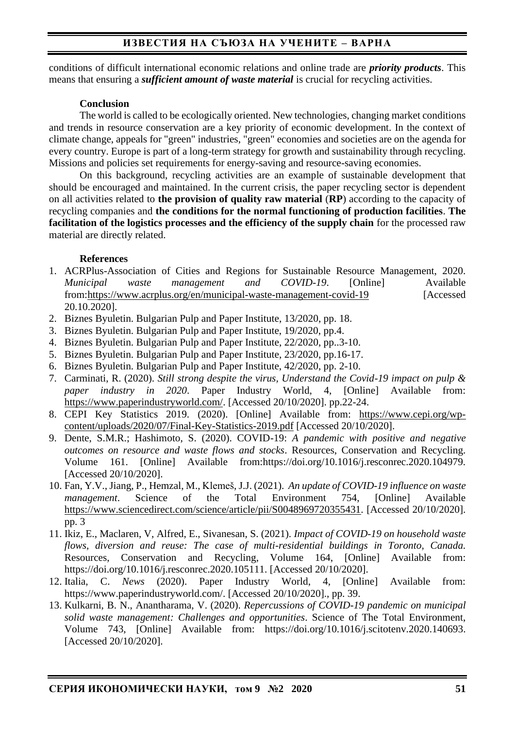conditions of difficult international economic relations and online trade are ***priority products***. This means that ensuring a ***sufficient amount of waste material*** is crucial for recycling activities.

**Conclusion**

The world is called to be ecologically oriented. New technologies, changing market conditions and trends in resource conservation are a key priority of economic development. In the context of climate change, appeals for "green" industries, "green" economies and societies are on the agenda for every country. Europe is part of a long-term strategy for growth and sustainability through recycling. Missions and policies set requirements for energy-saving and resource-saving economies.

On this background, recycling activities are an example of sustainable development that should be encouraged and maintained. In the current crisis, the paper recycling sector is dependent on all activities related to **the provision of quality raw material** (**RP**) according to the capacity of recycling companies and **the conditions for the normal functioning of production facilities**. **The facilitation of the logistics processes and the efficiency of the supply chain** for the processed raw material are directly related.

**References**

1. ACRPlus-Association of Cities and Regions for Sustainable Resource Management, 2020. *Municipal waste management and COVID-19*. [Online] Available from:https://www.acrplus.org/en/municipal-waste-management-covid-19 [Accessed 20.10.2020].
2. Biznes Byuletin. Bulgarian Pulp and Paper Institute, 13/2020, pp. 18.
3. Biznes Byuletin. Bulgarian Pulp and Paper Institute, 19/2020, pp.4.
4. Biznes Byuletin. Bulgarian Pulp and Paper Institute, 22/2020, pp..3-10.
5. Biznes Byuletin. Bulgarian Pulp and Paper Institute, 23/2020, pp.16-17.
6. Biznes Byuletin. Bulgarian Pulp and Paper Institute, 42/2020, pp. 2-10.
7. Carminati, R. (2020). *Still strong despite the virus, Understand the Covid-19 impact on pulp & paper industry in 2020*. Paper Industry World, 4, [Online] Available from: https://www.paperindustryworld.com/. [Accessed 20/10/2020]. pp.22-24.
8. CEPI Key Statistics 2019. (2020). [Online] Available from: https://www.cepi.org/wp-content/uploads/2020/07/Final-Key-Statistics-2019.pdf [Accessed 20/10/2020].
9. Dente, S.M.R.; Hashimoto, S. (2020). COVID-19: *A pandemic with positive and negative outcomes on resource and waste flows and stocks*. Resources, Conservation and Recycling. Volume 161. [Online] Available from:https://doi.org/10.1016/j.resconrec.2020.104979. [Accessed 20/10/2020].
10. Fan, Y.V., Jiang, P., Hemzal, M., Klemeš, J.J. (2021). *An update of COVID-19 influence on waste management*. Science of the Total Environment 754, [Online] Available https://www.sciencedirect.com/science/article/pii/S0048969720355431. [Accessed 20/10/2020]. pp. 3
11. Ikiz, E., Maclaren, V, Alfred, E., Sivanesan, S. (2021). *Impact of COVID-19 on household waste flows, diversion and reuse: The case of multi-residential buildings in Toronto, Canada.* Resources, Conservation and Recycling, Volume 164, [Online] Available from: https://doi.org/10.1016/j.resconrec.2020.105111. [Accessed 20/10/2020].
12. Italia, C. *News* (2020). Paper Industry World, 4, [Online] Available from: https://www.paperindustryworld.com/. [Accessed 20/10/2020]., pp. 39.
13. Kulkarni, B. N., Anantharama, V. (2020). *Repercussions of COVID-19 pandemic on municipal solid waste management: Challenges and opportunities*. Science of The Total Environment, Volume 743, [Online] Available from: https://doi.org/10.1016/j.scitotenv.2020.140693. [Accessed 20/10/2020].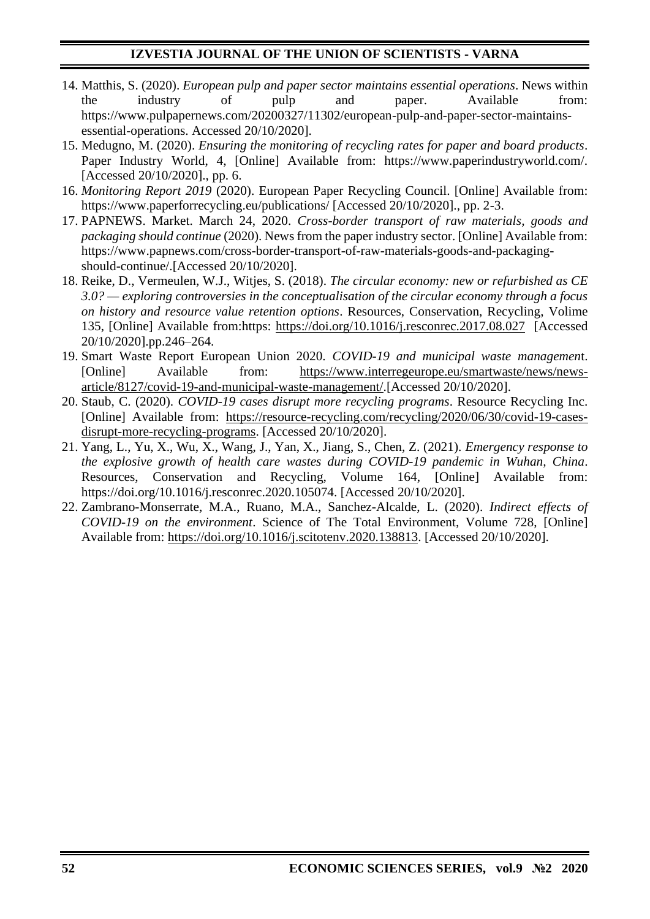14. Matthis, S. (2020). *European pulp and paper sector maintains essential operations*. News within the industry of pulp and paper. Available from: https://www.pulppapernews.com/20200327/11302/european-pulp-and-paper-sector-maintains-essential-operations. Accessed 20/10/2020].
15. Medugno, M. (2020). *Ensuring the monitoring of recycling rates for paper and board products*. Paper Industry World, 4, [Online] Available from: https://www.paperindustryworld.com/. [Accessed 20/10/2020]., pp. 6.
16. *Monitoring Report 2019* (2020). European Paper Recycling Council. [Online] Available from: https://www.paperforrecycling.eu/publications/ [Accessed 20/10/2020]., pp. 2-3.
17. PAPNEWS. Market. March 24, 2020. *Cross-border transport of raw materials, goods and packaging should continue* (2020). News from the paper industry sector. [Online] Available from: https://www.papnews.com/cross-border-transport-of-raw-materials-goods-and-packaging-should-continue/.[Accessed 20/10/2020].
18. Reike, D., Vermeulen, W.J., Witjes, S. (2018). *The circular economy: new or refurbished as CE 3.0? — exploring controversies in the conceptualisation of the circular economy through a focus on history and resource value retention options*. Resources, Conservation, Recycling, Volime 135, [Online] Available from:https: https://doi.org/10.1016/j.resconrec.2017.08.027 [Accessed 20/10/2020].pp.246–264.
19. Smart Waste Report European Union 2020. *COVID-19 and municipal waste managemen*t. [Online] Available from: https://www.interregeurope.eu/smartwaste/news/news-article/8127/covid-19-and-municipal-waste-management/.[Accessed 20/10/2020].
20. Staub, C. (2020). *COVID-19 cases disrupt more recycling programs*. Resource Recycling Inc. [Online] Available from: https://resource-recycling.com/recycling/2020/06/30/covid-19-cases-disrupt-more-recycling-programs. [Accessed 20/10/2020].
21. Yang, L., Yu, X., Wu, X., Wang, J., Yan, X., Jiang, S., Chen, Z. (2021). *Emergency response to the explosive growth of health care wastes during COVID-19 pandemic in Wuhan, China*. Resources, Conservation and Recycling, Volume 164, [Online] Available from: https://doi.org/10.1016/j.resconrec.2020.105074. [Accessed 20/10/2020].
22. Zambrano-Monserrate, M.A., Ruano, M.A., Sanchez-Alcalde, L. (2020). *Indirect effects of COVID-19 on the environment*. Science of The Total Environment, Volume 728, [Online] Available from: https://doi.org/10.1016/j.scitotenv.2020.138813. [Accessed 20/10/2020].